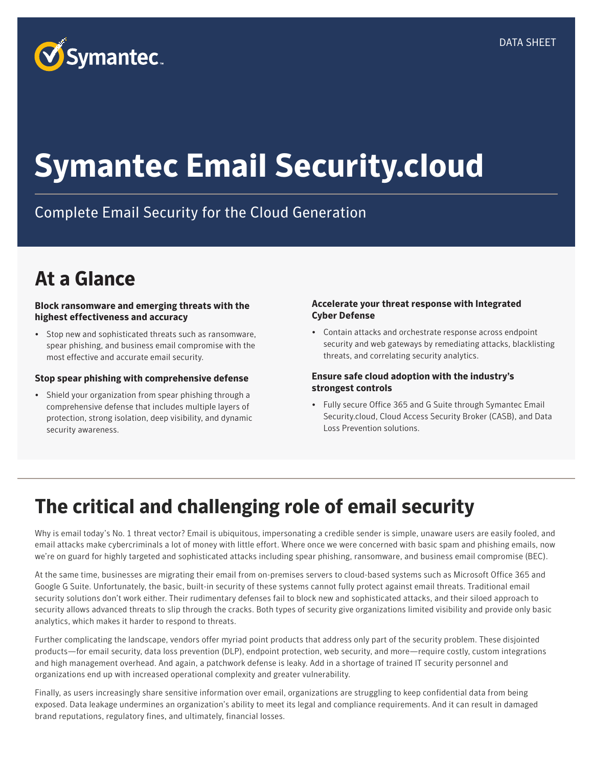DATA SHEET

# Symantec Email Security.cloud

Complete Email Security for the Cloud Generation

## At a Glance

**Block ransomware and emerging threats with the highest effectiveness and accuracy**

- Stop new and sophisticated threats such as ransomware, spear phishing, and business email compromise with the most effective and accurate email security.

**Stop spear phishing with comprehensive defense**

- Shield your organization from spear phishing through a comprehensive defense that includes multiple layers of protection, strong isolation, deep visibility, and dynamic security awareness.

**Accelerate your threat response with Integrated Cyber Defense**

- Contain attacks and orchestrate response across endpoint security and web gateways by remediating attacks, blacklisting threats, and correlating security analytics.

**Ensure safe cloud adoption with the industry's strongest controls**

- Fully secure Office 365 and G Suite through Symantec Email Security.cloud, Cloud Access Security Broker (CASB), and Data Loss Prevention solutions.

## The critical and challenging role of email security

Why is email today's No. 1 threat vector? Email is ubiquitous, impersonating a credible sender is simple, unaware users are easily fooled, and email attacks make cybercriminals a lot of money with little effort. Where once we were concerned with basic spam and phishing emails, now we're on guard for highly targeted and sophisticated attacks including spear phishing, ransomware, and business email compromise (BEC).

At the same time, businesses are migrating their email from on-premises servers to cloud-based systems such as Microsoft Office 365 and Google G Suite. Unfortunately, the basic, built-in security of these systems cannot fully protect against email threats. Traditional email security solutions don't work either. Their rudimentary defenses fail to block new and sophisticated attacks, and their siloed approach to security allows advanced threats to slip through the cracks. Both types of security give organizations limited visibility and provide only basic analytics, which makes it harder to respond to threats.

Further complicating the landscape, vendors offer myriad point products that address only part of the security problem. These disjointed products—for email security, data loss prevention (DLP), endpoint protection, web security, and more—require costly, custom integrations and high management overhead. And again, a patchwork defense is leaky. Add in a shortage of trained IT security personnel and organizations end up with increased operational complexity and greater vulnerability.

Finally, as users increasingly share sensitive information over email, organizations are struggling to keep confidential data from being exposed. Data leakage undermines an organization's ability to meet its legal and compliance requirements. And it can result in damaged brand reputations, regulatory fines, and ultimately, financial losses.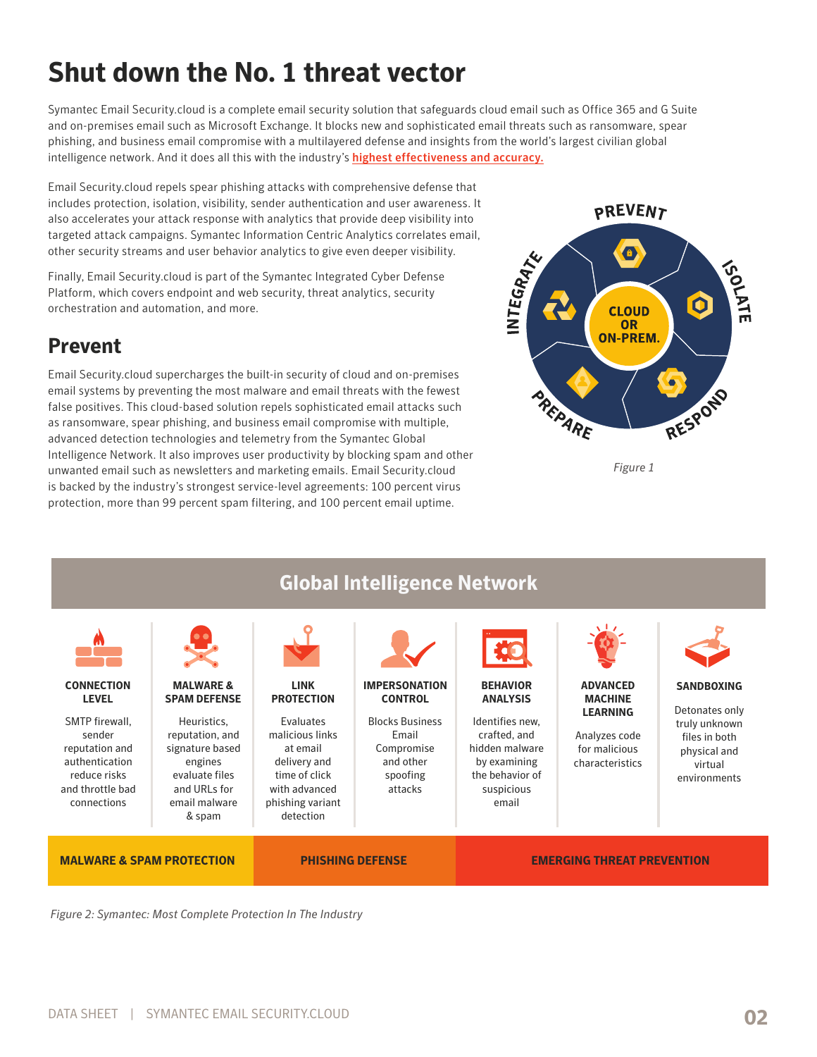# Shut down the No. 1 threat vector

Symantec Email Security.cloud is a complete email security solution that safeguards cloud email such as Office 365 and G Suite and on-premises email such as Microsoft Exchange. It blocks new and sophisticated email threats such as ransomware, spear phishing, and business email compromise with a multilayered defense and insights from the world's largest civilian global intelligence network. And it does all this with the industry's **highest effectiveness and accuracy.**

Email Security.cloud repels spear phishing attacks with comprehensive defense that includes protection, isolation, visibility, sender authentication and user awareness. It also accelerates your attack response with analytics that provide deep visibility into targeted attack campaigns. Symantec Information Centric Analytics correlates email, other security streams and user behavior analytics to give even deeper visibility.

Finally, Email Security.cloud is part of the Symantec Integrated Cyber Defense Platform, which covers endpoint and web security, threat analytics, security orchestration and automation, and more.

PREVENT · ISOLATE · RESPOND · PREPARE · INTEGRATE — CLOUD OR ON-PREM.

*Figure 1*

## Prevent

Email Security.cloud supercharges the built-in security of cloud and on-premises email systems by preventing the most malware and email threats with the fewest false positives. This cloud-based solution repels sophisticated email attacks such as ransomware, spear phishing, and business email compromise with multiple, advanced detection technologies and telemetry from the Symantec Global Intelligence Network. It also improves user productivity by blocking spam and other unwanted email such as newsletters and marketing emails. Email Security.cloud is backed by the industry's strongest service-level agreements: 100 percent virus protection, more than 99 percent spam filtering, and 100 percent email uptime.

**Global Intelligence Network**

| CONNECTION LEVEL | MALWARE & SPAM DEFENSE | LINK PROTECTION | IMPERSONATION CONTROL | BEHAVIOR ANALYSIS | ADVANCED MACHINE LEARNING | SANDBOXING |
|---|---|---|---|---|---|---|
| SMTP firewall, sender reputation and authentication reduce risks and throttle bad connections | Heuristics, reputation, and signature based engines evaluate files and URLs for email malware & spam | Evaluates malicious links at email delivery and time of click with advanced phishing variant detection | Blocks Business Email Compromise and other spoofing attacks | Identifies new, crafted, and hidden malware by examining the behavior of suspicious email | Analyzes code for malicious characteristics | Detonates only truly unknown files in both physical and virtual environments |
| MALWARE & SPAM PROTECTION | | PHISHING DEFENSE | | EMERGING THREAT PREVENTION | | |

*Figure 2: Symantec: Most Complete Protection In The Industry*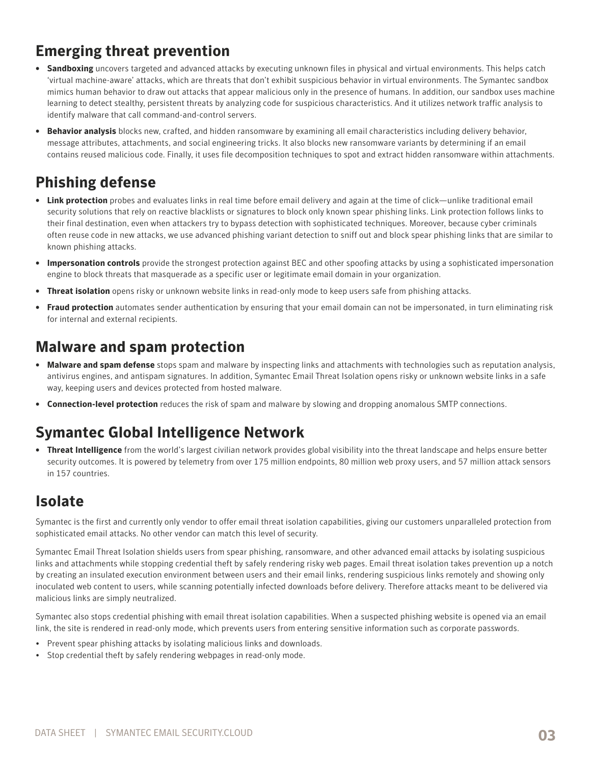## Emerging threat prevention

- **Sandboxing** uncovers targeted and advanced attacks by executing unknown files in physical and virtual environments. This helps catch 'virtual machine-aware' attacks, which are threats that don't exhibit suspicious behavior in virtual environments. The Symantec sandbox mimics human behavior to draw out attacks that appear malicious only in the presence of humans. In addition, our sandbox uses machine learning to detect stealthy, persistent threats by analyzing code for suspicious characteristics. And it utilizes network traffic analysis to identify malware that call command-and-control servers.
- **Behavior analysis** blocks new, crafted, and hidden ransomware by examining all email characteristics including delivery behavior, message attributes, attachments, and social engineering tricks. It also blocks new ransomware variants by determining if an email contains reused malicious code. Finally, it uses file decomposition techniques to spot and extract hidden ransomware within attachments.

## Phishing defense

- **Link protection** probes and evaluates links in real time before email delivery and again at the time of click—unlike traditional email security solutions that rely on reactive blacklists or signatures to block only known spear phishing links. Link protection follows links to their final destination, even when attackers try to bypass detection with sophisticated techniques. Moreover, because cyber criminals often reuse code in new attacks, we use advanced phishing variant detection to sniff out and block spear phishing links that are similar to known phishing attacks.
- **Impersonation controls** provide the strongest protection against BEC and other spoofing attacks by using a sophisticated impersonation engine to block threats that masquerade as a specific user or legitimate email domain in your organization.
- **Threat isolation** opens risky or unknown website links in read-only mode to keep users safe from phishing attacks.
- **Fraud protection** automates sender authentication by ensuring that your email domain can not be impersonated, in turn eliminating risk for internal and external recipients.

## Malware and spam protection

- **Malware and spam defense** stops spam and malware by inspecting links and attachments with technologies such as reputation analysis, antivirus engines, and antispam signatures. In addition, Symantec Email Threat Isolation opens risky or unknown website links in a safe way, keeping users and devices protected from hosted malware.
- **Connection-level protection** reduces the risk of spam and malware by slowing and dropping anomalous SMTP connections.

## Symantec Global Intelligence Network

- **Threat Intelligence** from the world's largest civilian network provides global visibility into the threat landscape and helps ensure better security outcomes. It is powered by telemetry from over 175 million endpoints, 80 million web proxy users, and 57 million attack sensors in 157 countries.

## Isolate

Symantec is the first and currently only vendor to offer email threat isolation capabilities, giving our customers unparalleled protection from sophisticated email attacks. No other vendor can match this level of security.

Symantec Email Threat Isolation shields users from spear phishing, ransomware, and other advanced email attacks by isolating suspicious links and attachments while stopping credential theft by safely rendering risky web pages. Email threat isolation takes prevention up a notch by creating an insulated execution environment between users and their email links, rendering suspicious links remotely and showing only inoculated web content to users, while scanning potentially infected downloads before delivery. Therefore attacks meant to be delivered via malicious links are simply neutralized.

Symantec also stops credential phishing with email threat isolation capabilities. When a suspected phishing website is opened via an email link, the site is rendered in read-only mode, which prevents users from entering sensitive information such as corporate passwords.

- Prevent spear phishing attacks by isolating malicious links and downloads.
- Stop credential theft by safely rendering webpages in read-only mode.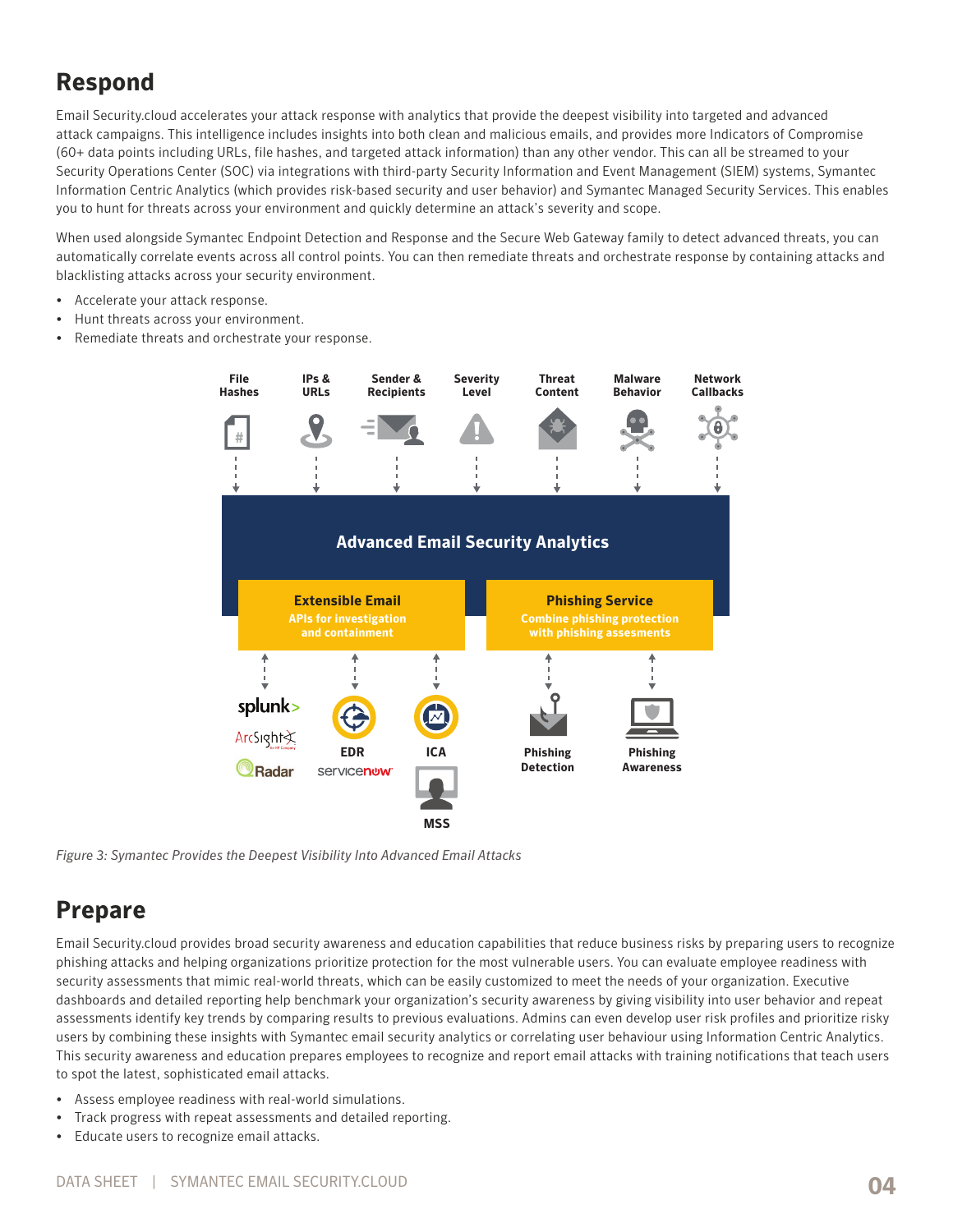## Respond

Email Security.cloud accelerates your attack response with analytics that provide the deepest visibility into targeted and advanced attack campaigns. This intelligence includes insights into both clean and malicious emails, and provides more Indicators of Compromise (60+ data points including URLs, file hashes, and targeted attack information) than any other vendor. This can all be streamed to your Security Operations Center (SOC) via integrations with third-party Security Information and Event Management (SIEM) systems, Symantec Information Centric Analytics (which provides risk-based security and user behavior) and Symantec Managed Security Services. This enables you to hunt for threats across your environment and quickly determine an attack's severity and scope.

When used alongside Symantec Endpoint Detection and Response and the Secure Web Gateway family to detect advanced threats, you can automatically correlate events across all control points. You can then remediate threats and orchestrate response by containing attacks and blacklisting attacks across your security environment.

- Accelerate your attack response.
- Hunt threats across your environment.
- Remediate threats and orchestrate your response.

File Hashes | IPs & URLs | Sender & Recipients | Severity Level | Threat Content | Malware Behavior | Network Callbacks

**Advanced Email Security Analytics**

**Extensible Email** — APIs for investigation and containment

**Phishing Service** — Combine phishing protection with phishing assesments

splunk | ArcSight | Radar | EDR | servicenow | ICA | MSS | Phishing Detection | Phishing Awareness

*Figure 3: Symantec Provides the Deepest Visibility Into Advanced Email Attacks*

## Prepare

Email Security.cloud provides broad security awareness and education capabilities that reduce business risks by preparing users to recognize phishing attacks and helping organizations prioritize protection for the most vulnerable users. You can evaluate employee readiness with security assessments that mimic real-world threats, which can be easily customized to meet the needs of your organization. Executive dashboards and detailed reporting help benchmark your organization's security awareness by giving visibility into user behavior and repeat assessments identify key trends by comparing results to previous evaluations. Admins can even develop user risk profiles and prioritize risky users by combining these insights with Symantec email security analytics or correlating user behaviour using Information Centric Analytics. This security awareness and education prepares employees to recognize and report email attacks with training notifications that teach users to spot the latest, sophisticated email attacks.

- Assess employee readiness with real-world simulations.
- Track progress with repeat assessments and detailed reporting.
- Educate users to recognize email attacks.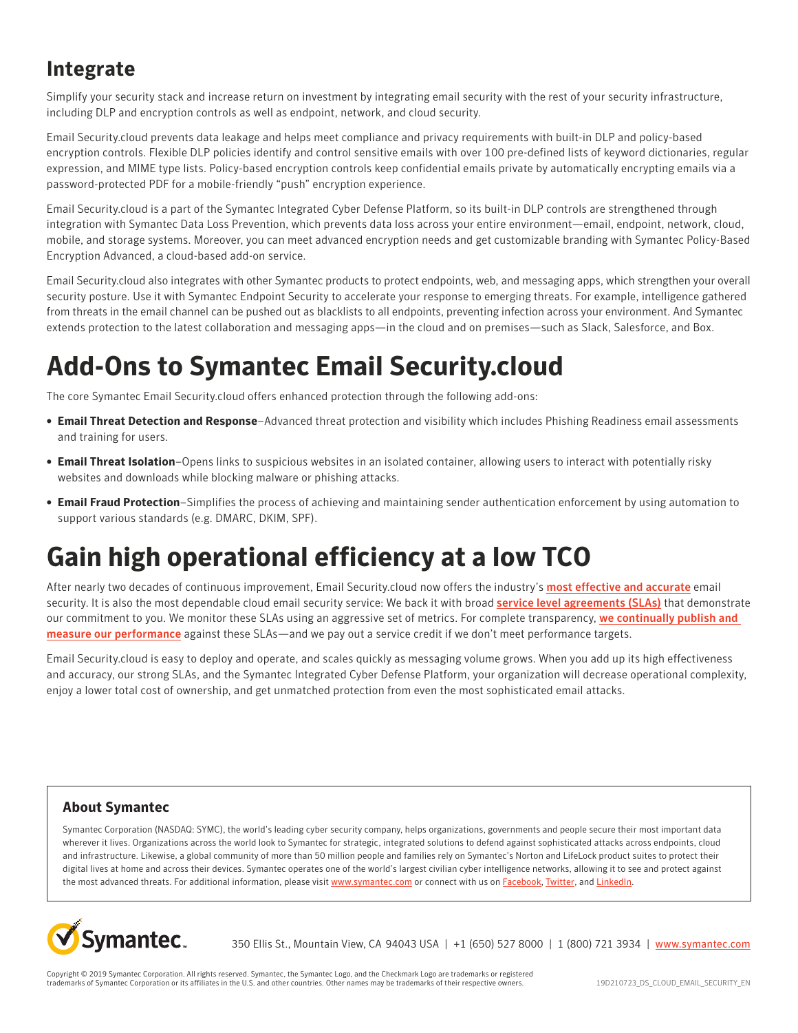## Integrate

Simplify your security stack and increase return on investment by integrating email security with the rest of your security infrastructure, including DLP and encryption controls as well as endpoint, network, and cloud security.

Email Security.cloud prevents data leakage and helps meet compliance and privacy requirements with built-in DLP and policy-based encryption controls. Flexible DLP policies identify and control sensitive emails with over 100 pre-defined lists of keyword dictionaries, regular expression, and MIME type lists. Policy-based encryption controls keep confidential emails private by automatically encrypting emails via a password-protected PDF for a mobile-friendly "push" encryption experience.

Email Security.cloud is a part of the Symantec Integrated Cyber Defense Platform, so its built-in DLP controls are strengthened through integration with Symantec Data Loss Prevention, which prevents data loss across your entire environment—email, endpoint, network, cloud, mobile, and storage systems. Moreover, you can meet advanced encryption needs and get customizable branding with Symantec Policy-Based Encryption Advanced, a cloud-based add-on service.

Email Security.cloud also integrates with other Symantec products to protect endpoints, web, and messaging apps, which strengthen your overall security posture. Use it with Symantec Endpoint Security to accelerate your response to emerging threats. For example, intelligence gathered from threats in the email channel can be pushed out as blacklists to all endpoints, preventing infection across your environment. And Symantec extends protection to the latest collaboration and messaging apps—in the cloud and on premises—such as Slack, Salesforce, and Box.

# Add-Ons to Symantec Email Security.cloud

The core Symantec Email Security.cloud offers enhanced protection through the following add-ons:

- **Email Threat Detection and Response**–Advanced threat protection and visibility which includes Phishing Readiness email assessments and training for users.
- **Email Threat Isolation**–Opens links to suspicious websites in an isolated container, allowing users to interact with potentially risky websites and downloads while blocking malware or phishing attacks.
- **Email Fraud Protection**–Simplifies the process of achieving and maintaining sender authentication enforcement by using automation to support various standards (e.g. DMARC, DKIM, SPF).

# Gain high operational efficiency at a low TCO

After nearly two decades of continuous improvement, Email Security.cloud now offers the industry's **most effective and accurate** email security. It is also the most dependable cloud email security service: We back it with broad **service level agreements (SLAs)** that demonstrate our commitment to you. We monitor these SLAs using an aggressive set of metrics. For complete transparency, **we continually publish and measure our performance** against these SLAs—and we pay out a service credit if we don't meet performance targets.

Email Security.cloud is easy to deploy and operate, and scales quickly as messaging volume grows. When you add up its high effectiveness and accuracy, our strong SLAs, and the Symantec Integrated Cyber Defense Platform, your organization will decrease operational complexity, enjoy a lower total cost of ownership, and get unmatched protection from even the most sophisticated email attacks.

### About Symantec

Symantec Corporation (NASDAQ: SYMC), the world's leading cyber security company, helps organizations, governments and people secure their most important data wherever it lives. Organizations across the world look to Symantec for strategic, integrated solutions to defend against sophisticated attacks across endpoints, cloud and infrastructure. Likewise, a global community of more than 50 million people and families rely on Symantec's Norton and LifeLock product suites to protect their digital lives at home and across their devices. Symantec operates one of the world's largest civilian cyber intelligence networks, allowing it to see and protect against the most advanced threats. For additional information, please visit www.symantec.com or connect with us on Facebook, Twitter, and LinkedIn.

350 Ellis St., Mountain View, CA 94043 USA | +1 (650) 527 8000 | 1 (800) 721 3934 | www.symantec.com

Copyright © 2019 Symantec Corporation. All rights reserved. Symantec, the Symantec Logo, and the Checkmark Logo are trademarks or registered trademarks of Symantec Corporation or its affiliates in the U.S. and other countries. Other names may be trademarks of their respective owners.

19D210723_DS_CLOUD_EMAIL_SECURITY_EN